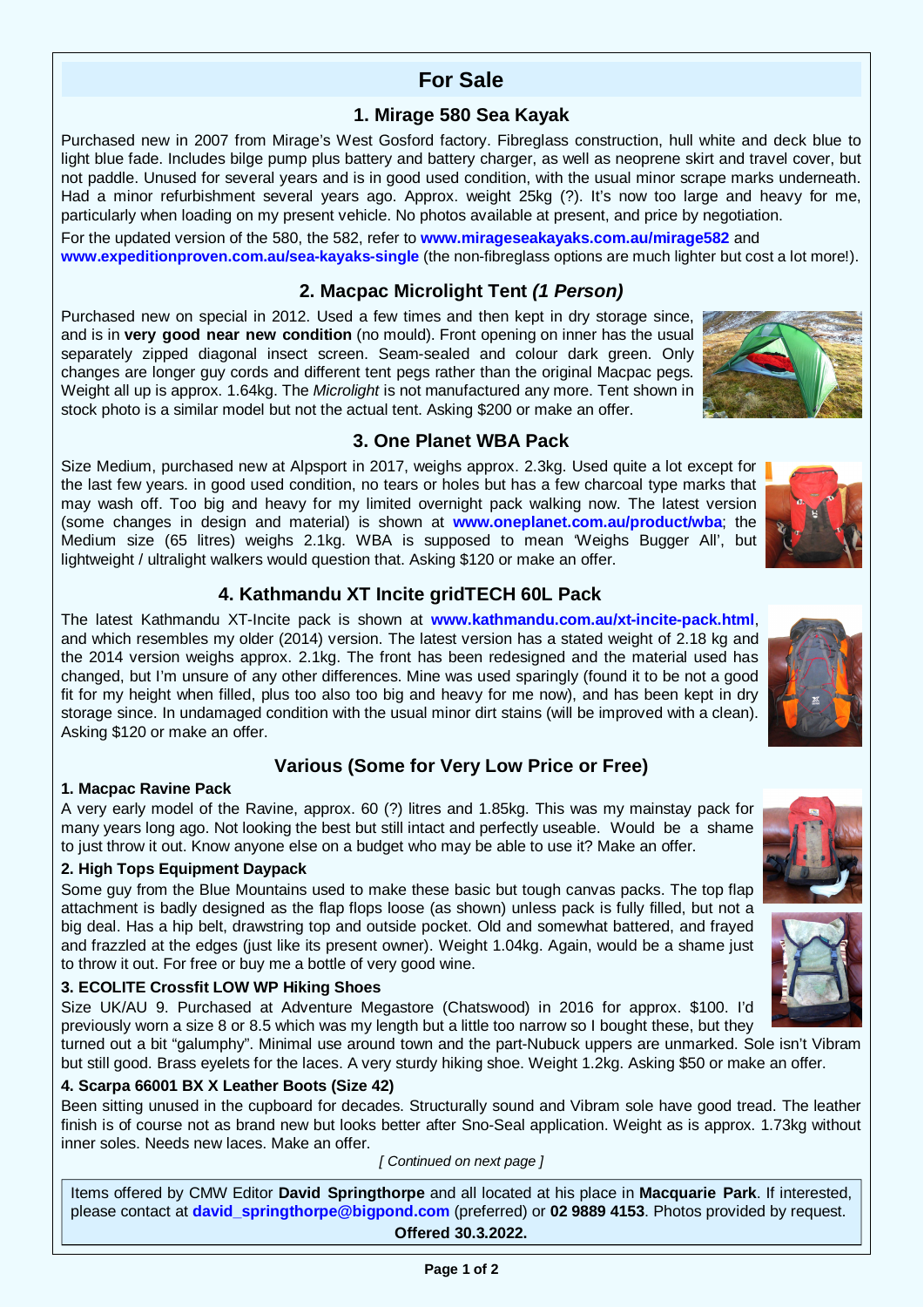# For Sale

## 1. Mirage 580 Sea Kayak

Purchased new in 2007 from Mirage's West Gosford factory. Fibreglass construction, hull white and deck blue to light blue fade. Includes bilge pump plus battery and battery charger, as well as neoprene skirt and travel cover, but not paddle. Unused for several years and is in good used condition, with the usual minor scrape marks underneath. Had a minor refurbishment several years ago. Approx. weight 25kg (?). It's now too large and heavy for me, particularly when loading on my present vehicle. No photos available at present, and price by negotiation.

For the updated version of the 580, the 582, refer to **www.mirageseakayaks.com.au/mirage582** and **www.expeditionproven.com.au/sea-kayaks-single** (the non-fibreglass options are much lighter but cost a lot more!).

## 2. Macpac Microlight Tent *(1 Person)*

Purchased new on special in 2012. Used a few times and then kept in dry storage since, and is in **very good near new condition** (no mould). Front opening on inner has the usual separately zipped diagonal insect screen. Seam-sealed and colour dark green. Only changes are longer guy cords and different tent pegs rather than the original Macpac pegs. Weight all up is approx. 1.64kg. The *Microlight* is not manufactured any more. Tent shown in stock photo is a similar model but not the actual tent. Asking $200 or make an offer.

## 3. One Planet WBA Pack

Size Medium, purchased new at Alpsport in 2017, weighs approx. 2.3kg. Used quite a lot except for the last few years. in good used condition, no tears or holes but has a few charcoal type marks that may wash off. Too big and heavy for my limited overnight pack walking now. The latest version (some changes in design and material) is shown at **www.oneplanet.com.au/product/wba**; the Medium size (65 litres) weighs 2.1kg. WBA is supposed to mean 'Weighs Bugger All', but lightweight / ultralight walkers would question that. Asking $120 or make an offer.

## 4. Kathmandu XT Incite gridTECH 60L Pack

The latest Kathmandu XT-Incite pack is shown at **www.kathmandu.com.au/xt-incite-pack.html**, and which resembles my older (2014) version. The latest version has a stated weight of 2.18 kg and the 2014 version weighs approx. 2.1kg. The front has been redesigned and the material used has changed, but I'm unsure of any other differences. Mine was used sparingly (found it to be not a good fit for my height when filled, plus too also too big and heavy for me now), and has been kept in dry storage since. In undamaged condition with the usual minor dirt stains (will be improved with a clean). Asking $120 or make an offer.

## Various (Some for Very Low Price or Free)

**1. Macpac Ravine Pack**

A very early model of the Ravine, approx. 60 (?) litres and 1.85kg. This was my mainstay pack for many years long ago. Not looking the best but still intact and perfectly useable. Would be a shame to just throw it out. Know anyone else on a budget who may be able to use it? Make an offer.

**2. High Tops Equipment Daypack**

Some guy from the Blue Mountains used to make these basic but tough canvas packs. The top flap attachment is badly designed as the flap flops loose (as shown) unless pack is fully filled, but not a big deal. Has a hip belt, drawstring top and outside pocket. Old and somewhat battered, and frayed and frazzled at the edges (just like its present owner). Weight 1.04kg. Again, would be a shame just to throw it out. For free or buy me a bottle of very good wine.

**3. ECOLITE Crossfit LOW WP Hiking Shoes**

Size UK/AU 9. Purchased at Adventure Megastore (Chatswood) in 2016 for approx. $100. I'd previously worn a size 8 or 8.5 which was my length but a little too narrow so I bought these, but they turned out a bit "galumphy". Minimal use around town and the part-Nubuck uppers are unmarked. Sole isn't Vibram but still good. Brass eyelets for the laces. A very sturdy hiking shoe. Weight 1.2kg. Asking $50 or make an offer.

**4. Scarpa 66001 BX X Leather Boots (Size 42)**

Been sitting unused in the cupboard for decades. Structurally sound and Vibram sole have good tread. The leather finish is of course not as brand new but looks better after Sno-Seal application. Weight as is approx. 1.73kg without inner soles. Needs new laces. Make an offer.

*[ Continued on next page ]*

Items offered by CMW Editor **David Springthorpe** and all located at his place in **Macquarie Park**. If interested, please contact at **david_springthorpe@bigpond.com** (preferred) or **02 9889 4153**. Photos provided by request.

**Offered 30.3.2022.**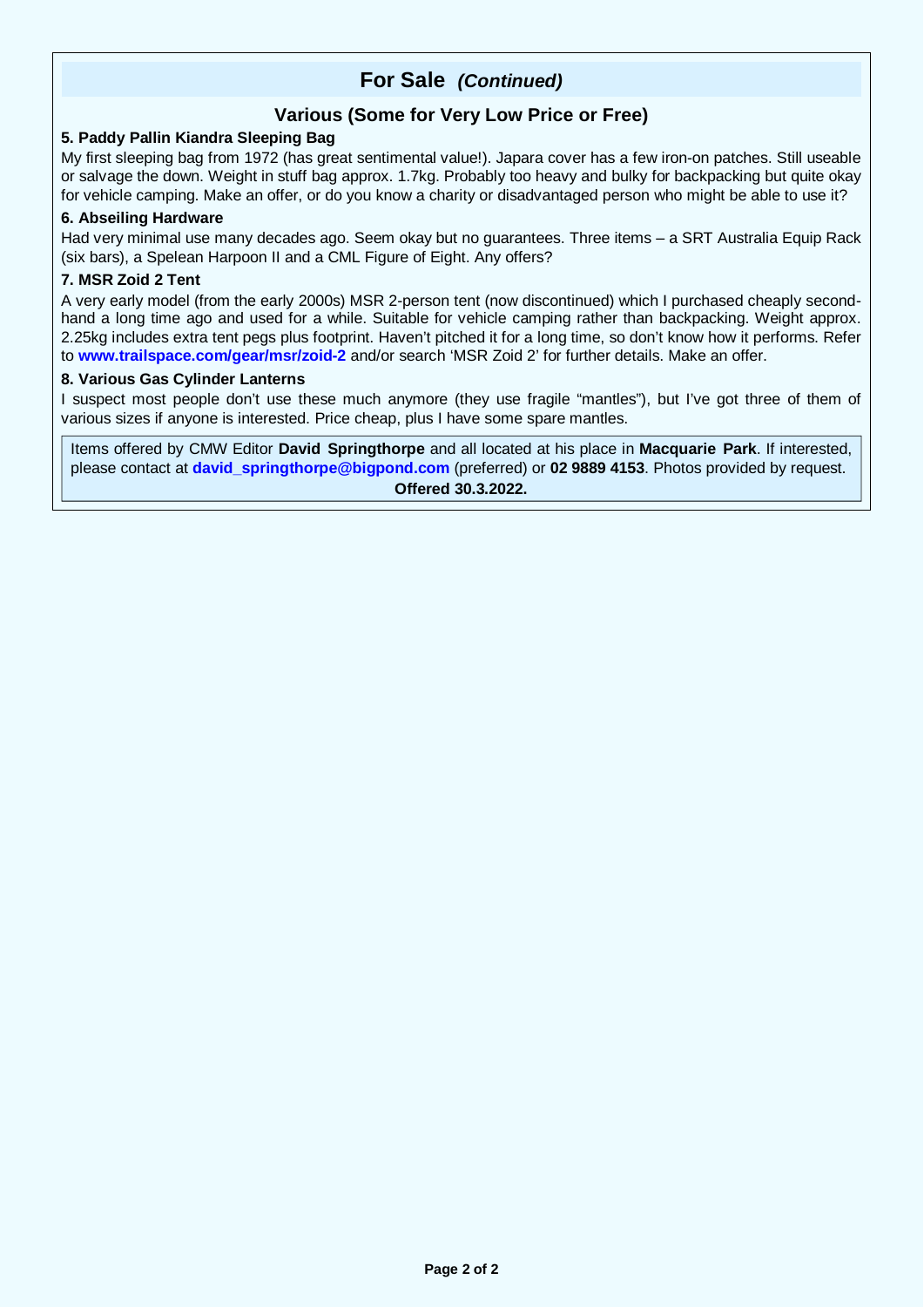# For Sale *(Continued)*

## Various (Some for Very Low Price or Free)

### 5. Paddy Pallin Kiandra Sleeping Bag

My first sleeping bag from 1972 (has great sentimental value!). Japara cover has a few iron-on patches. Still useable or salvage the down. Weight in stuff bag approx. 1.7kg. Probably too heavy and bulky for backpacking but quite okay for vehicle camping. Make an offer, or do you know a charity or disadvantaged person who might be able to use it?

### 6. Abseiling Hardware

Had very minimal use many decades ago. Seem okay but no guarantees. Three items – a SRT Australia Equip Rack (six bars), a Spelean Harpoon II and a CML Figure of Eight. Any offers?

### 7. MSR Zoid 2 Tent

A very early model (from the early 2000s) MSR 2-person tent (now discontinued) which I purchased cheaply second-hand a long time ago and used for a while. Suitable for vehicle camping rather than backpacking. Weight approx. 2.25kg includes extra tent pegs plus footprint. Haven't pitched it for a long time, so don't know how it performs. Refer to **www.trailspace.com/gear/msr/zoid-2** and/or search 'MSR Zoid 2' for further details. Make an offer.

### 8. Various Gas Cylinder Lanterns

I suspect most people don't use these much anymore (they use fragile "mantles"), but I've got three of them of various sizes if anyone is interested. Price cheap, plus I have some spare mantles.

Items offered by CMW Editor **David Springthorpe** and all located at his place in **Macquarie Park**. If interested, please contact at **david_springthorpe@bigpond.com** (preferred) or **02 9889 4153**. Photos provided by request.

**Offered 30.3.2022.**